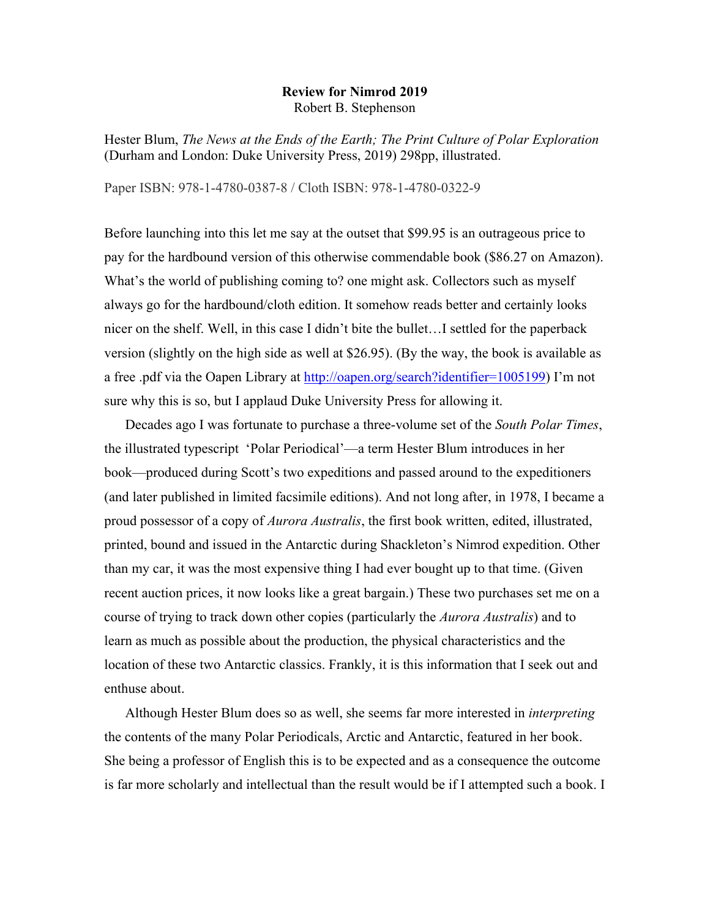**Review for Nimrod 2019**

Robert B. Stephenson

Hester Blum, *The News at the Ends of the Earth; The Print Culture of Polar Exploration* (Durham and London: Duke University Press, 2019) 298pp, illustrated.

Paper ISBN: 978-1-4780-0387-8 / Cloth ISBN: 978-1-4780-0322-9

Before launching into this let me say at the outset that $99.95 is an outrageous price to pay for the hardbound version of this otherwise commendable book ($86.27 on Amazon). What's the world of publishing coming to? one might ask. Collectors such as myself always go for the hardbound/cloth edition. It somehow reads better and certainly looks nicer on the shelf. Well, in this case I didn't bite the bullet…I settled for the paperback version (slightly on the high side as well at $26.95). (By the way, the book is available as a free .pdf via the Oapen Library at [http://oapen.org/search?identifier=1005199](http://oapen.org/search?identifier=1005199)) I'm not sure why this is so, but I applaud Duke University Press for allowing it.

Decades ago I was fortunate to purchase a three-volume set of the *South Polar Times*, the illustrated typescript 'Polar Periodical'—a term Hester Blum introduces in her book—produced during Scott's two expeditions and passed around to the expeditioners (and later published in limited facsimile editions). And not long after, in 1978, I became a proud possessor of a copy of *Aurora Australis*, the first book written, edited, illustrated, printed, bound and issued in the Antarctic during Shackleton's Nimrod expedition. Other than my car, it was the most expensive thing I had ever bought up to that time. (Given recent auction prices, it now looks like a great bargain.) These two purchases set me on a course of trying to track down other copies (particularly the *Aurora Australis*) and to learn as much as possible about the production, the physical characteristics and the location of these two Antarctic classics. Frankly, it is this information that I seek out and enthuse about.

Although Hester Blum does so as well, she seems far more interested in *interpreting* the contents of the many Polar Periodicals, Arctic and Antarctic, featured in her book. She being a professor of English this is to be expected and as a consequence the outcome is far more scholarly and intellectual than the result would be if I attempted such a book. I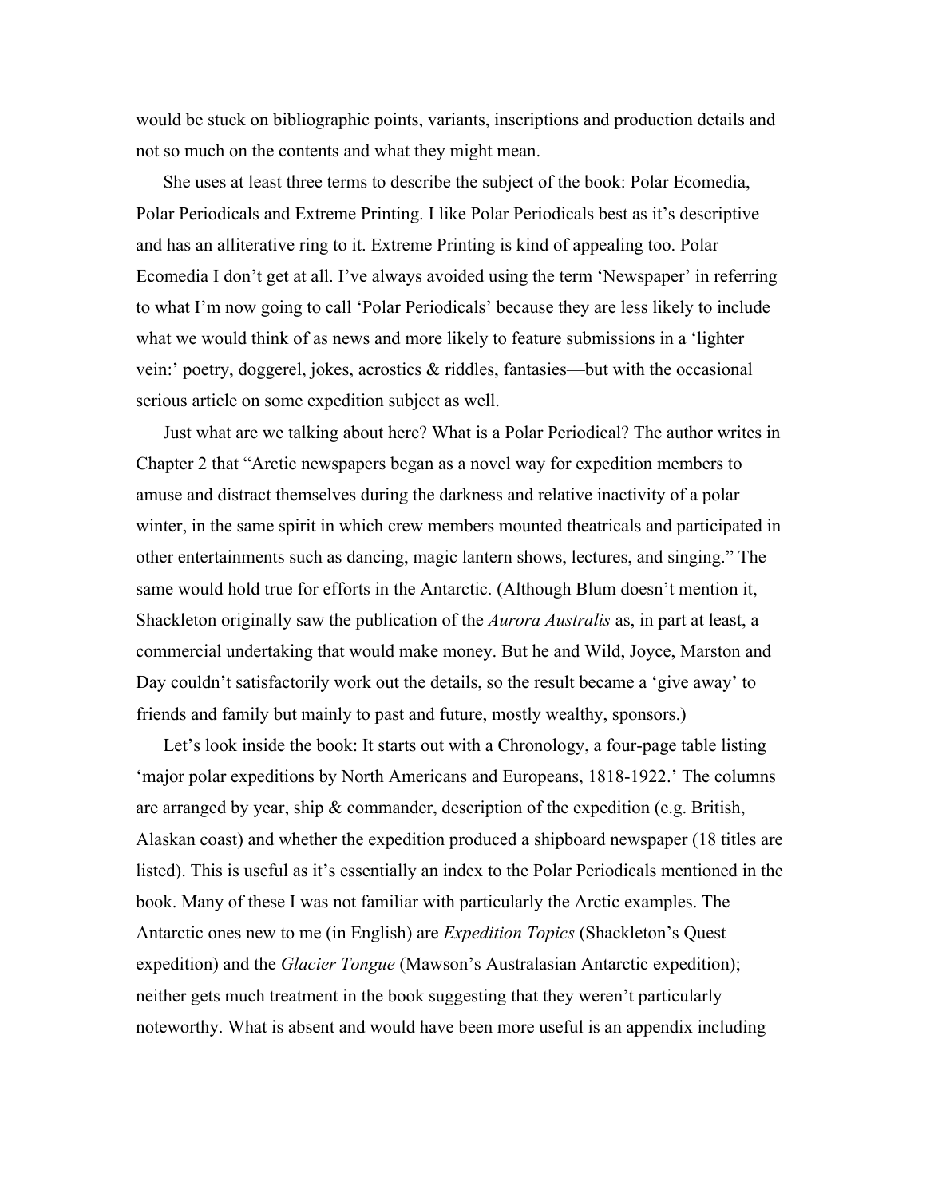would be stuck on bibliographic points, variants, inscriptions and production details and not so much on the contents and what they might mean.

She uses at least three terms to describe the subject of the book: Polar Ecomedia, Polar Periodicals and Extreme Printing. I like Polar Periodicals best as it's descriptive and has an alliterative ring to it. Extreme Printing is kind of appealing too. Polar Ecomedia I don't get at all. I've always avoided using the term 'Newspaper' in referring to what I'm now going to call 'Polar Periodicals' because they are less likely to include what we would think of as news and more likely to feature submissions in a 'lighter vein:' poetry, doggerel, jokes, acrostics & riddles, fantasies—but with the occasional serious article on some expedition subject as well.

Just what are we talking about here? What is a Polar Periodical? The author writes in Chapter 2 that "Arctic newspapers began as a novel way for expedition members to amuse and distract themselves during the darkness and relative inactivity of a polar winter, in the same spirit in which crew members mounted theatricals and participated in other entertainments such as dancing, magic lantern shows, lectures, and singing." The same would hold true for efforts in the Antarctic. (Although Blum doesn't mention it, Shackleton originally saw the publication of the *Aurora Australis* as, in part at least, a commercial undertaking that would make money. But he and Wild, Joyce, Marston and Day couldn't satisfactorily work out the details, so the result became a 'give away' to friends and family but mainly to past and future, mostly wealthy, sponsors.)

Let's look inside the book: It starts out with a Chronology, a four-page table listing 'major polar expeditions by North Americans and Europeans, 1818-1922.' The columns are arranged by year, ship & commander, description of the expedition (e.g. British, Alaskan coast) and whether the expedition produced a shipboard newspaper (18 titles are listed). This is useful as it's essentially an index to the Polar Periodicals mentioned in the book. Many of these I was not familiar with particularly the Arctic examples. The Antarctic ones new to me (in English) are *Expedition Topics* (Shackleton's Quest expedition) and the *Glacier Tongue* (Mawson's Australasian Antarctic expedition); neither gets much treatment in the book suggesting that they weren't particularly noteworthy. What is absent and would have been more useful is an appendix including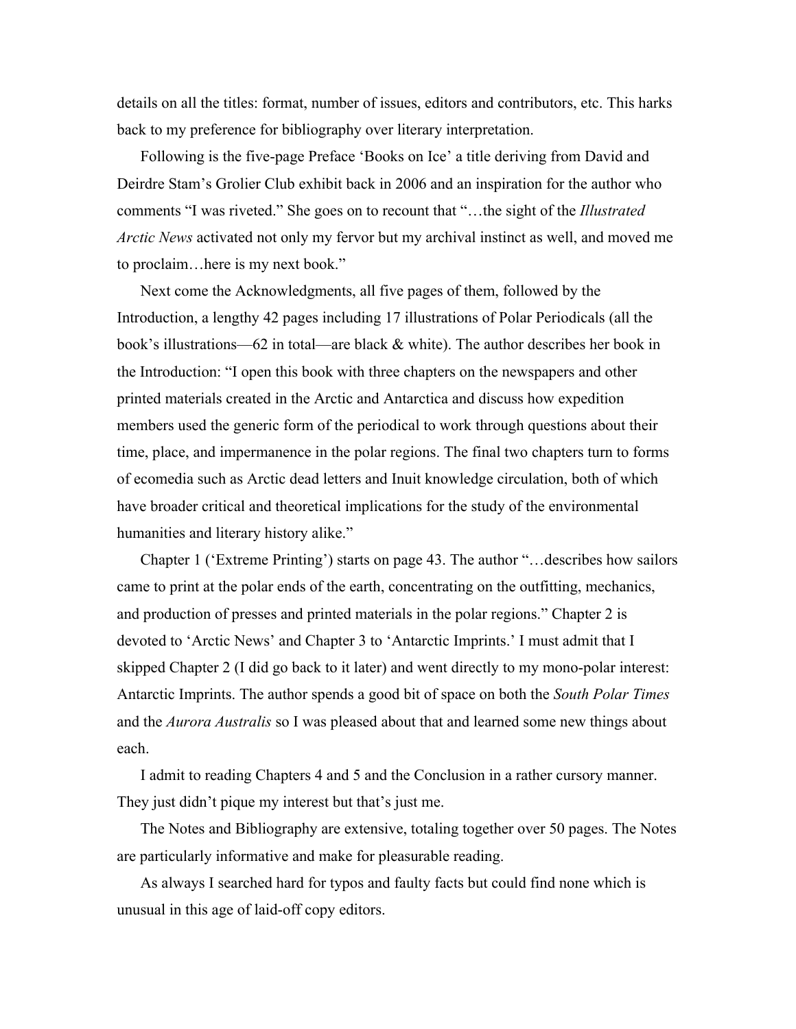details on all the titles: format, number of issues, editors and contributors, etc. This harks back to my preference for bibliography over literary interpretation.

Following is the five-page Preface 'Books on Ice' a title deriving from David and Deirdre Stam's Grolier Club exhibit back in 2006 and an inspiration for the author who comments "I was riveted." She goes on to recount that "…the sight of the *Illustrated Arctic News* activated not only my fervor but my archival instinct as well, and moved me to proclaim…here is my next book."

Next come the Acknowledgments, all five pages of them, followed by the Introduction, a lengthy 42 pages including 17 illustrations of Polar Periodicals (all the book's illustrations—62 in total—are black & white). The author describes her book in the Introduction: "I open this book with three chapters on the newspapers and other printed materials created in the Arctic and Antarctica and discuss how expedition members used the generic form of the periodical to work through questions about their time, place, and impermanence in the polar regions. The final two chapters turn to forms of ecomedia such as Arctic dead letters and Inuit knowledge circulation, both of which have broader critical and theoretical implications for the study of the environmental humanities and literary history alike."

Chapter 1 ('Extreme Printing') starts on page 43. The author "…describes how sailors came to print at the polar ends of the earth, concentrating on the outfitting, mechanics, and production of presses and printed materials in the polar regions." Chapter 2 is devoted to 'Arctic News' and Chapter 3 to 'Antarctic Imprints.' I must admit that I skipped Chapter 2 (I did go back to it later) and went directly to my mono-polar interest: Antarctic Imprints. The author spends a good bit of space on both the *South Polar Times* and the *Aurora Australis* so I was pleased about that and learned some new things about each.

I admit to reading Chapters 4 and 5 and the Conclusion in a rather cursory manner. They just didn't pique my interest but that's just me.

The Notes and Bibliography are extensive, totaling together over 50 pages. The Notes are particularly informative and make for pleasurable reading.

As always I searched hard for typos and faulty facts but could find none which is unusual in this age of laid-off copy editors.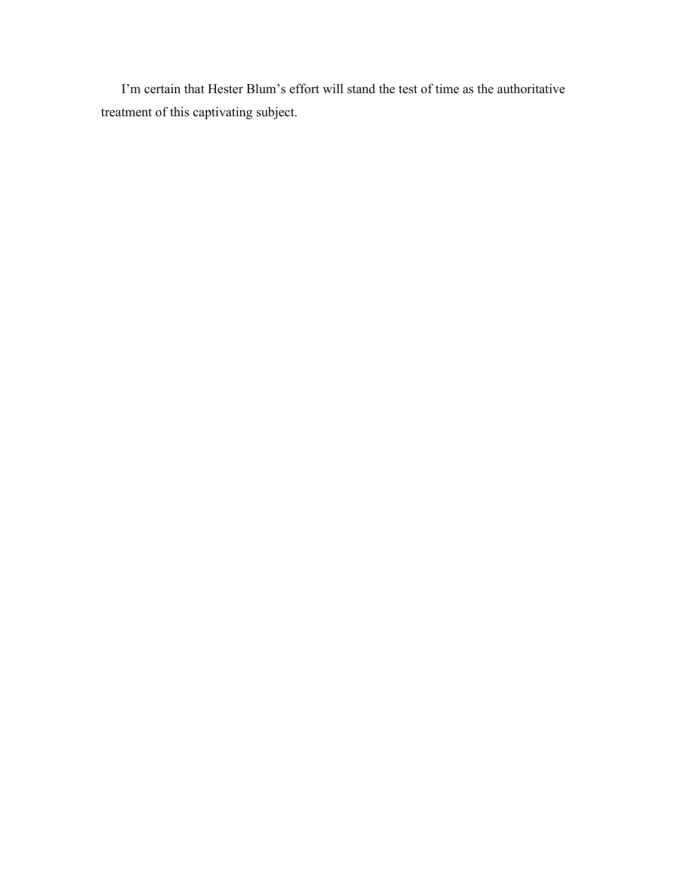I'm certain that Hester Blum's effort will stand the test of time as the authoritative treatment of this captivating subject.